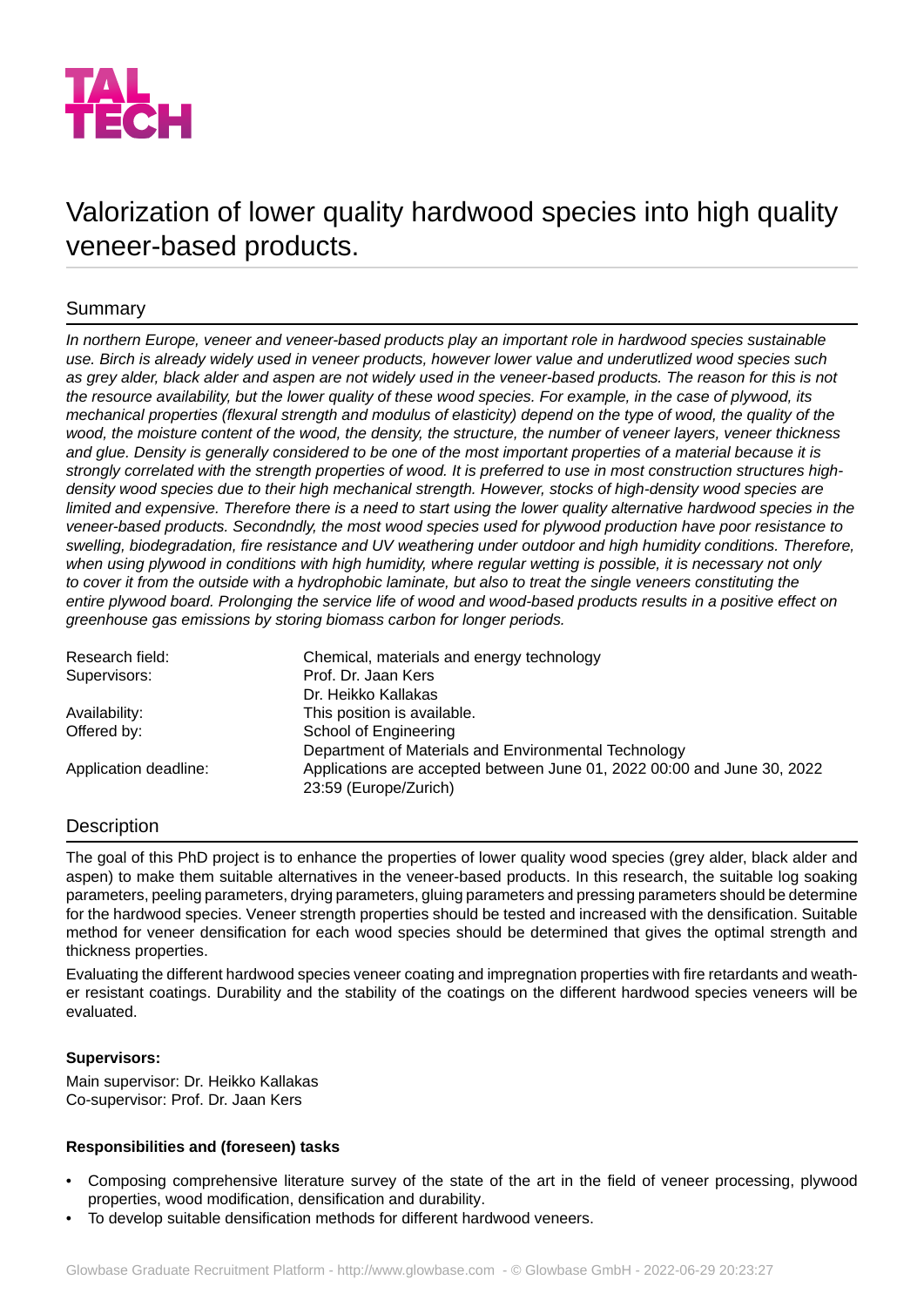TAL TECH

# Valorization of lower quality hardwood species into high quality veneer-based products.

## Summary

*In northern Europe, veneer and veneer-based products play an important role in hardwood species sustainable use. Birch is already widely used in veneer products, however lower value and underutlized wood species such as grey alder, black alder and aspen are not widely used in the veneer-based products. The reason for this is not the resource availability, but the lower quality of these wood species. For example, in the case of plywood, its mechanical properties (flexural strength and modulus of elasticity) depend on the type of wood, the quality of the wood, the moisture content of the wood, the density, the structure, the number of veneer layers, veneer thickness and glue. Density is generally considered to be one of the most important properties of a material because it is strongly correlated with the strength properties of wood. It is preferred to use in most construction structures high-density wood species due to their high mechanical strength. However, stocks of high-density wood species are limited and expensive. Therefore there is a need to start using the lower quality alternative hardwood species in the veneer-based products. Secondndly, the most wood species used for plywood production have poor resistance to swelling, biodegradation, fire resistance and UV weathering under outdoor and high humidity conditions. Therefore, when using plywood in conditions with high humidity, where regular wetting is possible, it is necessary not only to cover it from the outside with a hydrophobic laminate, but also to treat the single veneers constituting the entire plywood board. Prolonging the service life of wood and wood-based products results in a positive effect on greenhouse gas emissions by storing biomass carbon for longer periods.*

| | |
|---|---|
| Research field: | Chemical, materials and energy technology |
| Supervisors: | Prof. Dr. Jaan Kers<br>Dr. Heikko Kallakas |
| Availability: | This position is available. |
| Offered by: | School of Engineering<br>Department of Materials and Environmental Technology |
| Application deadline: | Applications are accepted between June 01, 2022 00:00 and June 30, 2022 23:59 (Europe/Zurich) |

## Description

The goal of this PhD project is to enhance the properties of lower quality wood species (grey alder, black alder and aspen) to make them suitable alternatives in the veneer-based products. In this research, the suitable log soaking parameters, peeling parameters, drying parameters, gluing parameters and pressing parameters should be determine for the hardwood species. Veneer strength properties should be tested and increased with the densification. Suitable method for veneer densification for each wood species should be determined that gives the optimal strength and thickness properties.

Evaluating the different hardwood species veneer coating and impregnation properties with fire retardants and weather resistant coatings. Durability and the stability of the coatings on the different hardwood species veneers will be evaluated.

**Supervisors:**

Main supervisor: Dr. Heikko Kallakas
Co-supervisor: Prof. Dr. Jaan Kers

**Responsibilities and (foreseen) tasks**

- Composing comprehensive literature survey of the state of the art in the field of veneer processing, plywood properties, wood modification, densification and durability.
- To develop suitable densification methods for different hardwood veneers.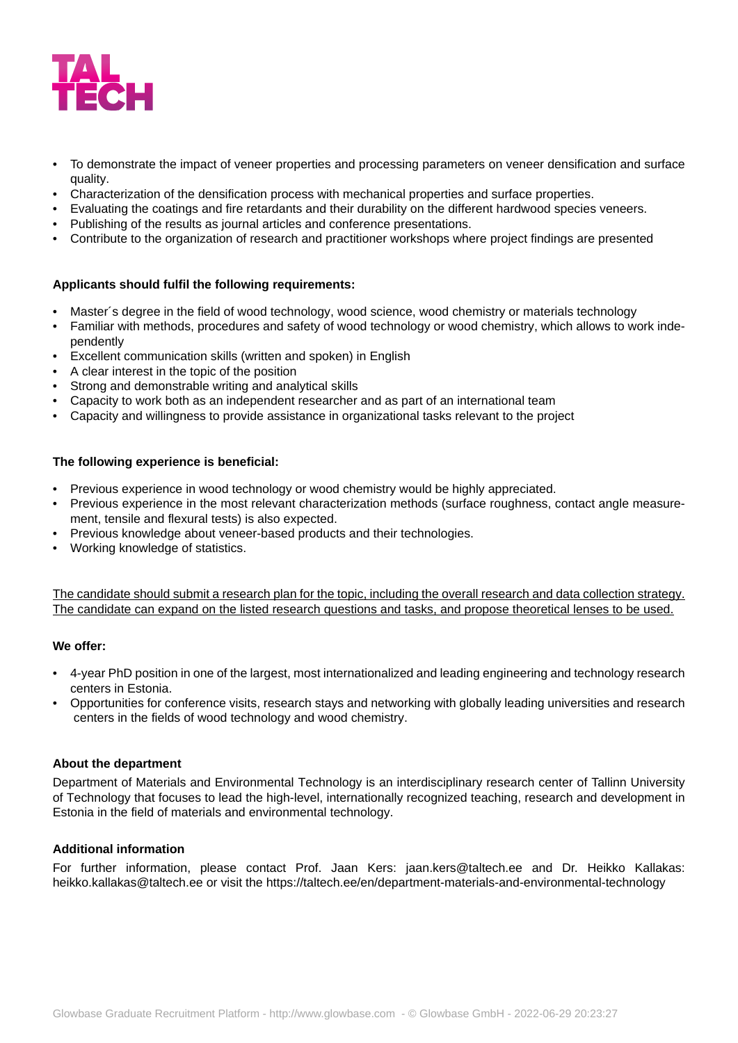- To demonstrate the impact of veneer properties and processing parameters on veneer densification and surface quality.
- Characterization of the densification process with mechanical properties and surface properties.
- Evaluating the coatings and fire retardants and their durability on the different hardwood species veneers.
- Publishing of the results as journal articles and conference presentations.
- Contribute to the organization of research and practitioner workshops where project findings are presented

**Applicants should fulfil the following requirements:**

- Master´s degree in the field of wood technology, wood science, wood chemistry or materials technology
- Familiar with methods, procedures and safety of wood technology or wood chemistry, which allows to work independently
- Excellent communication skills (written and spoken) in English
- A clear interest in the topic of the position
- Strong and demonstrable writing and analytical skills
- Capacity to work both as an independent researcher and as part of an international team
- Capacity and willingness to provide assistance in organizational tasks relevant to the project

**The following experience is beneficial:**

- Previous experience in wood technology or wood chemistry would be highly appreciated.
- Previous experience in the most relevant characterization methods (surface roughness, contact angle measurement, tensile and flexural tests) is also expected.
- Previous knowledge about veneer-based products and their technologies.
- Working knowledge of statistics.

The candidate should submit a research plan for the topic, including the overall research and data collection strategy. The candidate can expand on the listed research questions and tasks, and propose theoretical lenses to be used.

**We offer:**

- 4-year PhD position in one of the largest, most internationalized and leading engineering and technology research centers in Estonia.
- Opportunities for conference visits, research stays and networking with globally leading universities and research centers in the fields of wood technology and wood chemistry.

**About the department**

Department of Materials and Environmental Technology is an interdisciplinary research center of Tallinn University of Technology that focuses to lead the high-level, internationally recognized teaching, research and development in Estonia in the field of materials and environmental technology.

**Additional information**

For further information, please contact Prof. Jaan Kers: jaan.kers@taltech.ee and Dr. Heikko Kallakas: heikko.kallakas@taltech.ee or visit the https://taltech.ee/en/department-materials-and-environmental-technology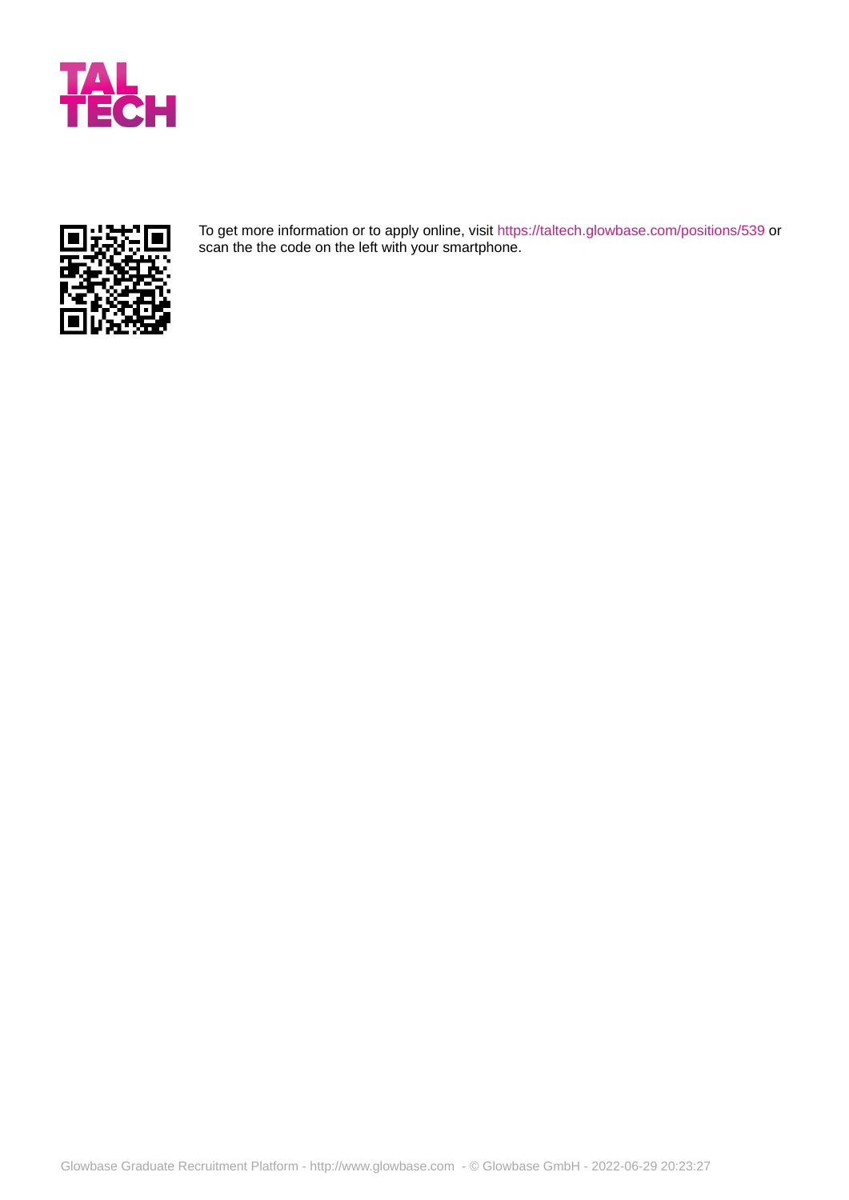To get more information or to apply online, visit https://taltech.glowbase.com/positions/539 or scan the the code on the left with your smartphone.